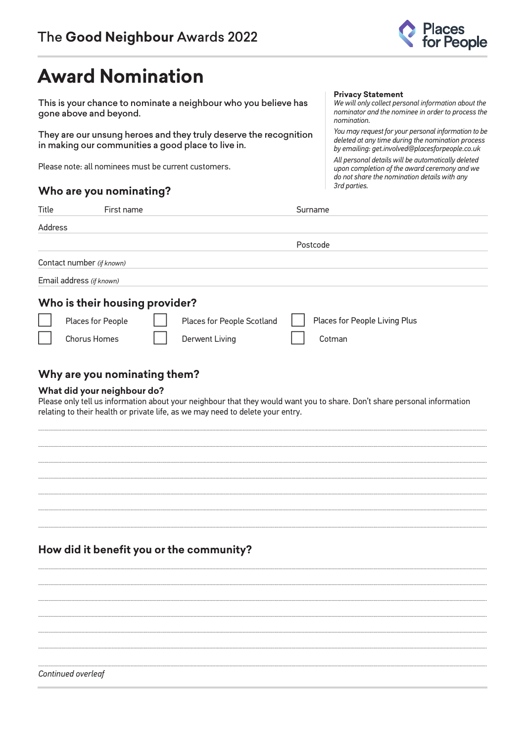The **Good Neighbour** Awards 2022

# Award Nomination

This is your chance to nominate a neighbour who you believe has gone above and beyond.

They are our unsung heroes and they truly deserve the recognition in making our communities a good place to live in.

Please note: all nominees must be current customers.

**Privacy Statement**

*We will only collect personal information about the nominator and the nominee in order to process the nomination.*

*You may request for your personal information to be deleted at any time during the nomination process by emailing: get.involved@placesforpeople.co.uk*

*All personal details will be automatically deleted upon completion of the award ceremony and we do not share the nomination details with any 3rd parties.*

## Who are you nominating?

Title First name Surname

Address

Postcode

Contact number *(if known)*

Email address *(if known)*

## Who is their housing provider?

- ☐ Places for People
- ☐ Places for People Scotland
- ☐ Places for People Living Plus
- ☐ Chorus Homes
- ☐ Derwent Living
- ☐ Cotman

## Why are you nominating them?

### What did your neighbour do?

Please only tell us information about your neighbour that they would want you to share. Don't share personal information relating to their health or private life, as we may need to delete your entry.

## How did it benefit you or the community?

*Continued overleaf*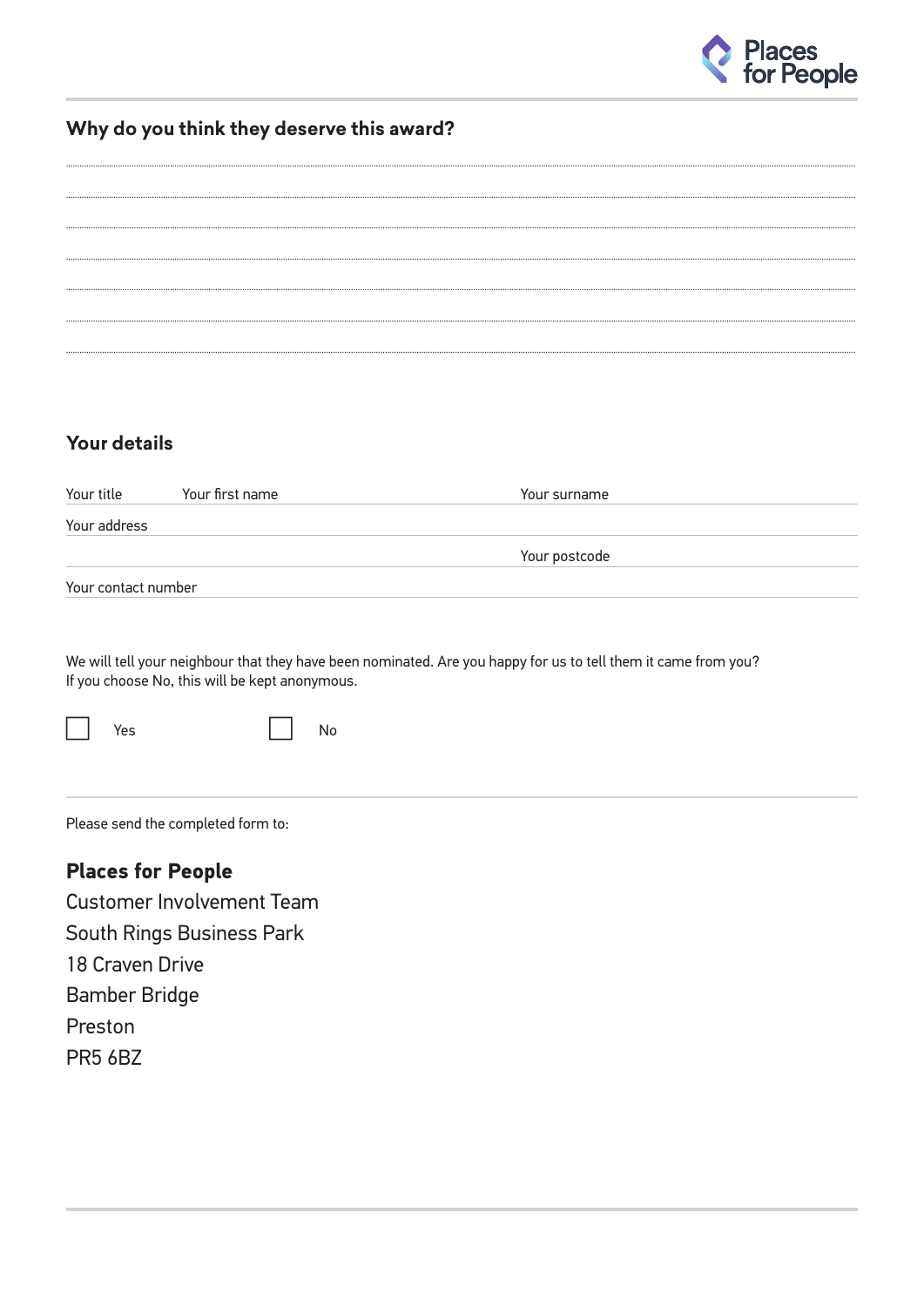## Why do you think they deserve this award?

## Your details

Your title Your first name Your surname

Your address

Your postcode

Your contact number

We will tell your neighbour that they have been nominated. Are you happy for us to tell them it came from you?
If you choose No, this will be kept anonymous.

☐ Yes ☐ No

Please send the completed form to:

**Places for People**
Customer Involvement Team
South Rings Business Park
18 Craven Drive
Bamber Bridge
Preston
PR5 6BZ